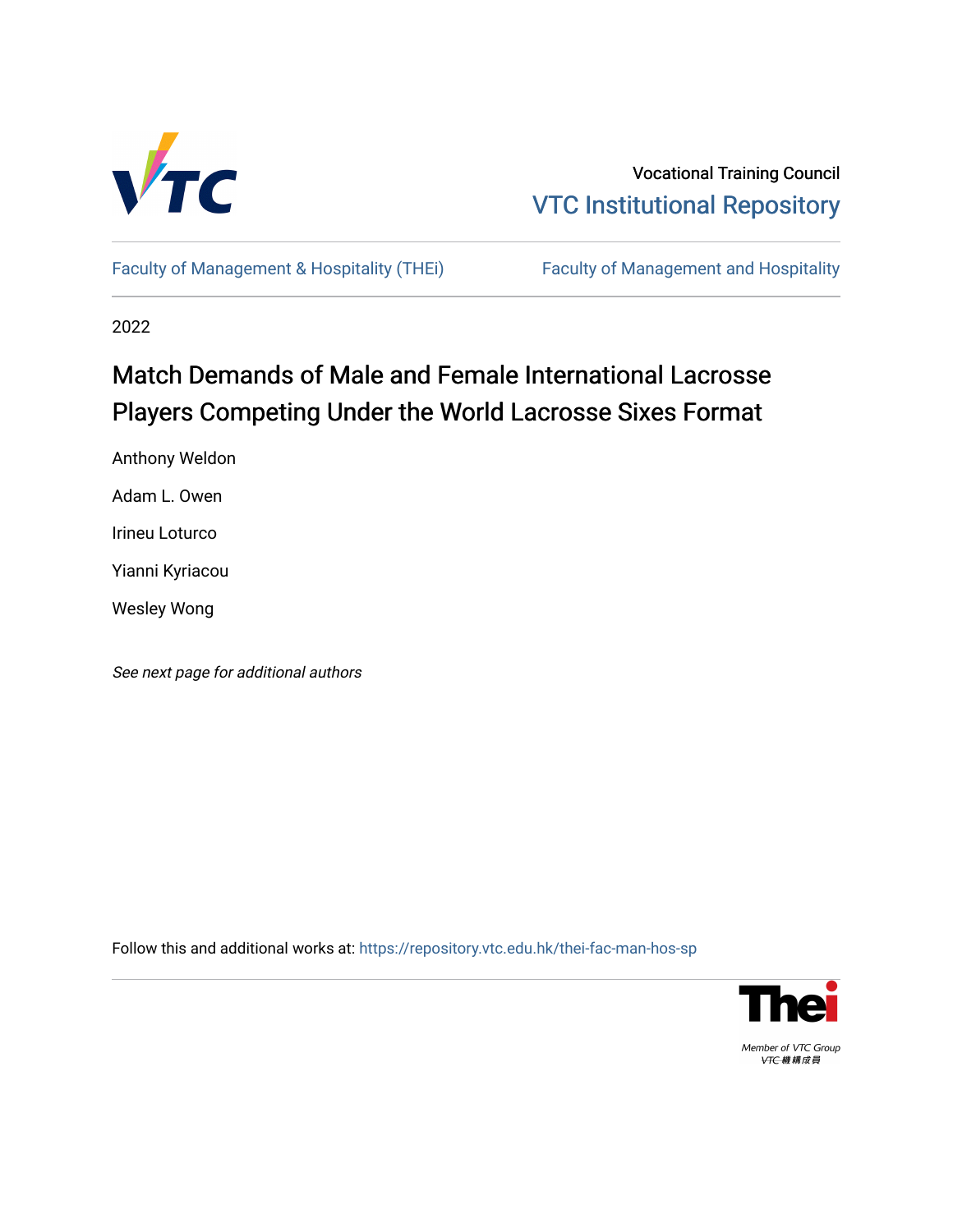Vocational Training Council

VTC Institutional Repository

Faculty of Management & Hospitality (THEi) | Faculty of Management and Hospitality

2022

# Match Demands of Male and Female International Lacrosse Players Competing Under the World Lacrosse Sixes Format

Anthony Weldon

Adam L. Owen

Irineu Loturco

Yianni Kyriacou

Wesley Wong

*See next page for additional authors*

Follow this and additional works at: https://repository.vtc.edu.hk/thei-fac-man-hos-sp

Member of VTC Group

VTC機構成員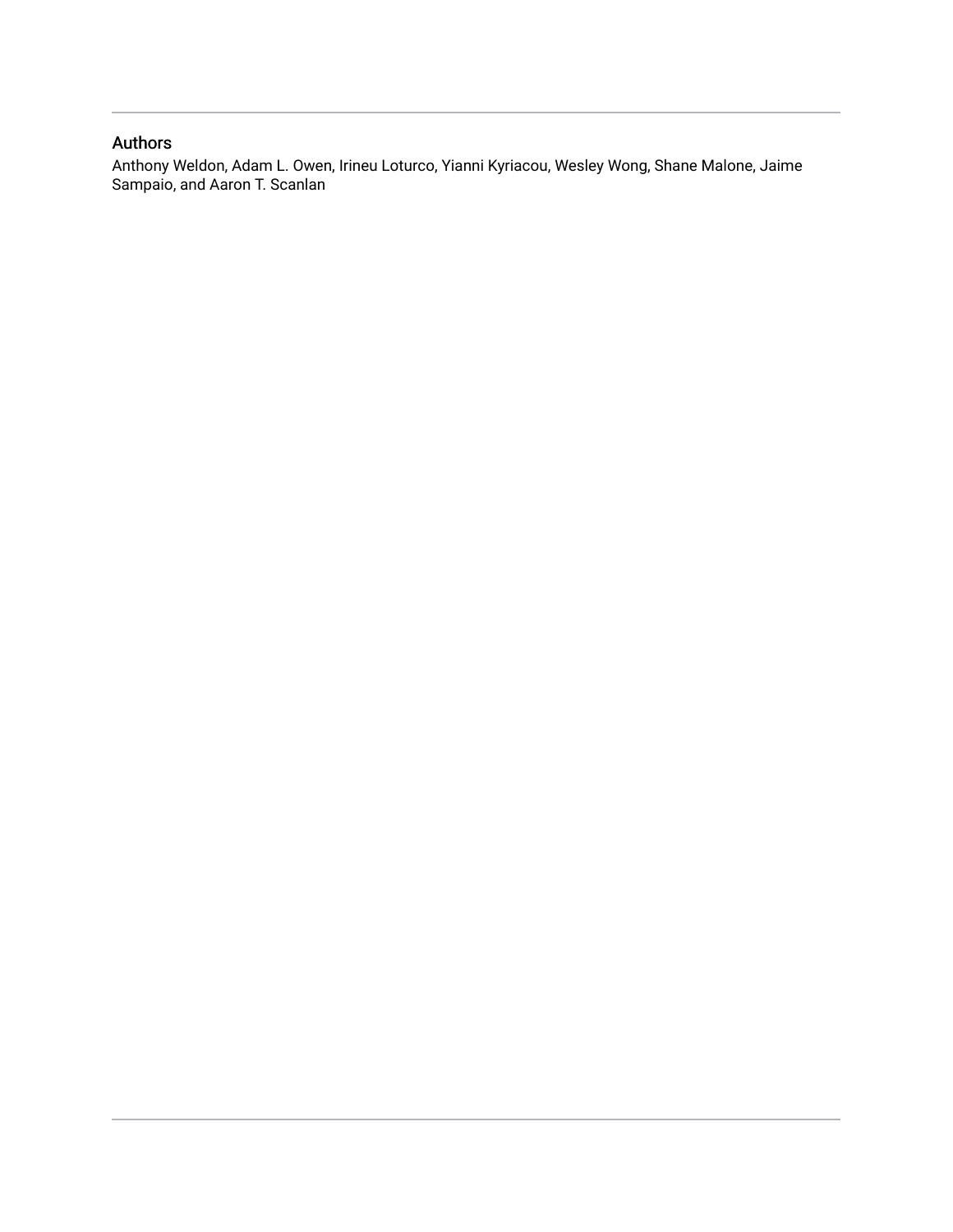## Authors

Anthony Weldon, Adam L. Owen, Irineu Loturco, Yianni Kyriacou, Wesley Wong, Shane Malone, Jaime Sampaio, and Aaron T. Scanlan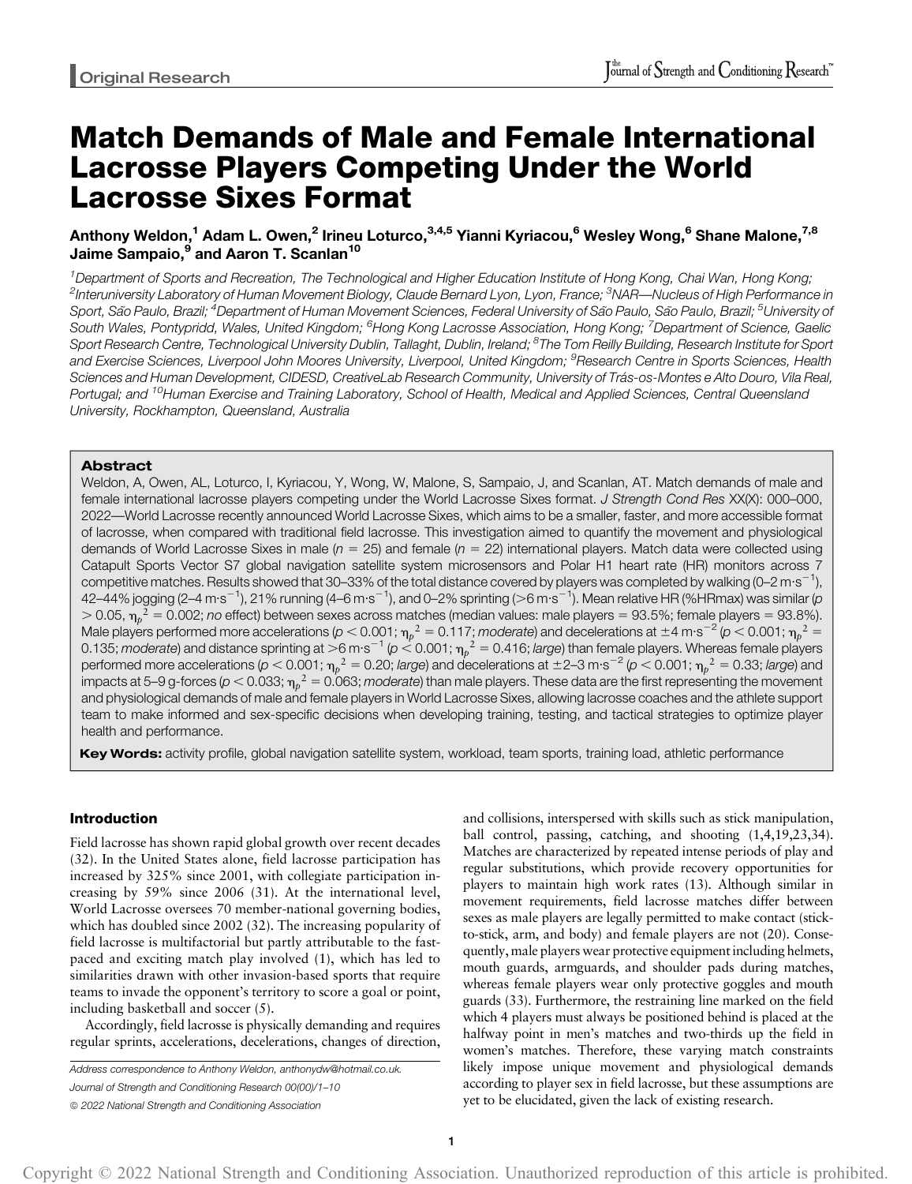Original Research

# Match Demands of Male and Female International Lacrosse Players Competing Under the World Lacrosse Sixes Format

**Anthony Weldon,[1] Adam L. Owen,[2] Irineu Loturco,[3,4,5] Yianni Kyriacou,[6] Wesley Wong,[6] Shane Malone,[7,8] Jaime Sampaio,[9] and Aaron T. Scanlan[10]**

*[1]Department of Sports and Recreation, The Technological and Higher Education Institute of Hong Kong, Chai Wan, Hong Kong; [2]Interuniversity Laboratory of Human Movement Biology, Claude Bernard Lyon, Lyon, France; [3]NAR—Nucleus of High Performance in Sport, São Paulo, Brazil; [4]Department of Human Movement Sciences, Federal University of São Paulo, São Paulo, Brazil; [5]University of South Wales, Pontypridd, Wales, United Kingdom; [6]Hong Kong Lacrosse Association, Hong Kong; [7]Department of Science, Gaelic Sport Research Centre, Technological University Dublin, Tallaght, Dublin, Ireland; [8]The Tom Reilly Building, Research Institute for Sport and Exercise Sciences, Liverpool John Moores University, Liverpool, United Kingdom; [9]Research Centre in Sports Sciences, Health Sciences and Human Development, CIDESD, CreativeLab Research Community, University of Trás-os-Montes e Alto Douro, Vila Real, Portugal; and [10]Human Exercise and Training Laboratory, School of Health, Medical and Applied Sciences, Central Queensland University, Rockhampton, Queensland, Australia*

## Abstract

Weldon, A, Owen, AL, Loturco, I, Kyriacou, Y, Wong, W, Malone, S, Sampaio, J, and Scanlan, AT. Match demands of male and female international lacrosse players competing under the World Lacrosse Sixes format. *J Strength Cond Res* XX(X): 000–000, 2022—World Lacrosse recently announced World Lacrosse Sixes, which aims to be a smaller, faster, and more accessible format of lacrosse, when compared with traditional field lacrosse. This investigation aimed to quantify the movement and physiological demands of World Lacrosse Sixes in male ($n = 25$) and female ($n = 22$) international players. Match data were collected using Catapult Sports Vector S7 global navigation satellite system microsensors and Polar H1 heart rate (HR) monitors across 7 competitive matches. Results showed that 30–33% of the total distance covered by players was completed by walking (0–2 $m \cdot s^{-1}$), 42–44% jogging (2–4 $m \cdot s^{-1}$), 21% running (4–6 $m \cdot s^{-1}$), and 0–2% sprinting (>6 $m \cdot s^{-1}$). Mean relative HR (%HRmax) was similar ($p > 0.05$, $\eta_p^2 = 0.002$; *no* effect) between sexes across matches (median values: male players = 93.5%; female players = 93.8%). Male players performed more accelerations ($p < 0.001$; $\eta_p^2 = 0.117$; *moderate*) and decelerations at $\pm 4$ $m \cdot s^{-2}$ ($p < 0.001$; $\eta_p^2 = 0.135$; *moderate*) and distance sprinting at >6 $m \cdot s^{-1}$ ($p < 0.001$; $\eta_p^2 = 0.416$; *large*) than female players. Whereas female players performed more accelerations ($p < 0.001$; $\eta_p^2 = 0.20$; *large*) and decelerations at $\pm$2–3 $m \cdot s^{-2}$ ($p < 0.001$; $\eta_p^2 = 0.33$; *large*) and impacts at 5–9 g-forces ($p < 0.033$; $\eta_p^2 = 0.063$; *moderate*) than male players. These data are the first representing the movement and physiological demands of male and female players in World Lacrosse Sixes, allowing lacrosse coaches and the athlete support team to make informed and sex-specific decisions when developing training, testing, and tactical strategies to optimize player health and performance.

**Key Words:** activity profile, global navigation satellite system, workload, team sports, training load, athletic performance

## Introduction

Field lacrosse has shown rapid global growth over recent decades (32). In the United States alone, field lacrosse participation has increased by 325% since 2001, with collegiate participation increasing by 59% since 2006 (31). At the international level, World Lacrosse oversees 70 member-national governing bodies, which has doubled since 2002 (32). The increasing popularity of field lacrosse is multifactorial but partly attributable to the fast-paced and exciting match play involved (1), which has led to similarities drawn with other invasion-based sports that require teams to invade the opponent's territory to score a goal or point, including basketball and soccer (5).

Accordingly, field lacrosse is physically demanding and requires regular sprints, accelerations, decelerations, changes of direction, and collisions, interspersed with skills such as stick manipulation, ball control, passing, catching, and shooting (1,4,19,23,34). Matches are characterized by repeated intense periods of play and regular substitutions, which provide recovery opportunities for players to maintain high work rates (13). Although similar in movement requirements, field lacrosse matches differ between sexes as male players are legally permitted to make contact (stick-to-stick, arm, and body) and female players are not (20). Consequently, male players wear protective equipment including helmets, mouth guards, armguards, and shoulder pads during matches, whereas female players wear only protective goggles and mouth guards (33). Furthermore, the restraining line marked on the field which 4 players must always be positioned behind is placed at the halfway point in men's matches and two-thirds up the field in women's matches. Therefore, these varying match constraints likely impose unique movement and physiological demands according to player sex in field lacrosse, but these assumptions are yet to be elucidated, given the lack of existing research.

Address correspondence to Anthony Weldon, anthonydw@hotmail.co.uk.

Journal of Strength and Conditioning Research 00(00)/1–10

© 2022 National Strength and Conditioning Association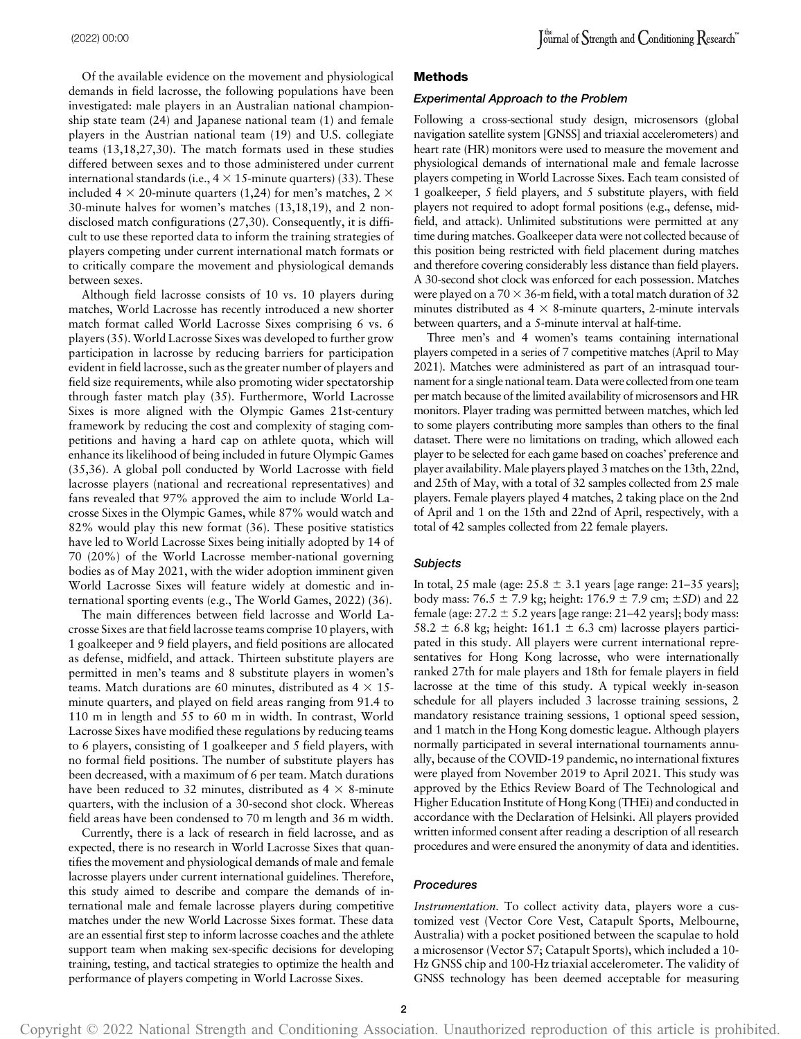Of the available evidence on the movement and physiological demands in field lacrosse, the following populations have been investigated: male players in an Australian national championship state team (24) and Japanese national team (1) and female players in the Austrian national team (19) and U.S. collegiate teams (13,18,27,30). The match formats used in these studies differed between sexes and to those administered under current international standards (i.e., 4 × 15-minute quarters) (33). These included 4 × 20-minute quarters (1,24) for men's matches, 2 × 30-minute halves for women's matches (13,18,19), and 2 non-disclosed match configurations (27,30). Consequently, it is difficult to use these reported data to inform the training strategies of players competing under current international match formats or to critically compare the movement and physiological demands between sexes.

Although field lacrosse consists of 10 vs. 10 players during matches, World Lacrosse has recently introduced a new shorter match format called World Lacrosse Sixes comprising 6 vs. 6 players (35). World Lacrosse Sixes was developed to further grow participation in lacrosse by reducing barriers for participation evident in field lacrosse, such as the greater number of players and field size requirements, while also promoting wider spectatorship through faster match play (35). Furthermore, World Lacrosse Sixes is more aligned with the Olympic Games 21st-century framework by reducing the cost and complexity of staging competitions and having a hard cap on athlete quota, which will enhance its likelihood of being included in future Olympic Games (35,36). A global poll conducted by World Lacrosse with field lacrosse players (national and recreational representatives) and fans revealed that 97% approved the aim to include World Lacrosse Sixes in the Olympic Games, while 87% would watch and 82% would play this new format (36). These positive statistics have led to World Lacrosse Sixes being initially adopted by 14 of 70 (20%) of the World Lacrosse member-national governing bodies as of May 2021, with the wider adoption imminent given World Lacrosse Sixes will feature widely at domestic and international sporting events (e.g., The World Games, 2022) (36).

The main differences between field lacrosse and World Lacrosse Sixes are that field lacrosse teams comprise 10 players, with 1 goalkeeper and 9 field players, and field positions are allocated as defense, midfield, and attack. Thirteen substitute players are permitted in men's teams and 8 substitute players in women's teams. Match durations are 60 minutes, distributed as 4 × 15-minute quarters, and played on field areas ranging from 91.4 to 110 m in length and 55 to 60 m in width. In contrast, World Lacrosse Sixes have modified these regulations by reducing teams to 6 players, consisting of 1 goalkeeper and 5 field players, with no formal field positions. The number of substitute players has been decreased, with a maximum of 6 per team. Match durations have been reduced to 32 minutes, distributed as 4 × 8-minute quarters, with the inclusion of a 30-second shot clock. Whereas field areas have been condensed to 70 m length and 36 m width.

Currently, there is a lack of research in field lacrosse, and as expected, there is no research in World Lacrosse Sixes that quantifies the movement and physiological demands of male and female lacrosse players under current international guidelines. Therefore, this study aimed to describe and compare the demands of international male and female lacrosse players during competitive matches under the new World Lacrosse Sixes format. These data are an essential first step to inform lacrosse coaches and the athlete support team when making sex-specific decisions for developing training, testing, and tactical strategies to optimize the health and performance of players competing in World Lacrosse Sixes.

## Methods

### Experimental Approach to the Problem

Following a cross-sectional study design, microsensors (global navigation satellite system [GNSS] and triaxial accelerometers) and heart rate (HR) monitors were used to measure the movement and physiological demands of international male and female lacrosse players competing in World Lacrosse Sixes. Each team consisted of 1 goalkeeper, 5 field players, and 5 substitute players, with field players not required to adopt formal positions (e.g., defense, midfield, and attack). Unlimited substitutions were permitted at any time during matches. Goalkeeper data were not collected because of this position being restricted with field placement during matches and therefore covering considerably less distance than field players. A 30-second shot clock was enforced for each possession. Matches were played on a 70 × 36-m field, with a total match duration of 32 minutes distributed as 4 × 8-minute quarters, 2-minute intervals between quarters, and a 5-minute interval at half-time.

Three men's and 4 women's teams containing international players competed in a series of 7 competitive matches (April to May 2021). Matches were administered as part of an intrasquad tournament for a single national team. Data were collected from one team per match because of the limited availability of microsensors and HR monitors. Player trading was permitted between matches, which led to some players contributing more samples than others to the final dataset. There were no limitations on trading, which allowed each player to be selected for each game based on coaches' preference and player availability. Male players played 3 matches on the 13th, 22nd, and 25th of May, with a total of 32 samples collected from 25 male players. Female players played 4 matches, 2 taking place on the 2nd of April and 1 on the 15th and 22nd of April, respectively, with a total of 42 samples collected from 22 female players.

### Subjects

In total, 25 male (age: 25.8 ± 3.1 years [age range: 21–35 years]; body mass: 76.5 ± 7.9 kg; height: 176.9 ± 7.9 cm; ±*SD*) and 22 female (age: 27.2 ± 5.2 years [age range: 21–42 years]; body mass: 58.2 ± 6.8 kg; height: 161.1 ± 6.3 cm) lacrosse players participated in this study. All players were current international representatives for Hong Kong lacrosse, who were internationally ranked 27th for male players and 18th for female players in field lacrosse at the time of this study. A typical weekly in-season schedule for all players included 3 lacrosse training sessions, 2 mandatory resistance training sessions, 1 optional speed session, and 1 match in the Hong Kong domestic league. Although players normally participated in several international tournaments annually, because of the COVID-19 pandemic, no international fixtures were played from November 2019 to April 2021. This study was approved by the Ethics Review Board of The Technological and Higher Education Institute of Hong Kong (THEi) and conducted in accordance with the Declaration of Helsinki. All players provided written informed consent after reading a description of all research procedures and were ensured the anonymity of data and identities.

### Procedures

*Instrumentation.* To collect activity data, players wore a customized vest (Vector Core Vest, Catapult Sports, Melbourne, Australia) with a pocket positioned between the scapulae to hold a microsensor (Vector S7; Catapult Sports), which included a 10-Hz GNSS chip and 100-Hz triaxial accelerometer. The validity of GNSS technology has been deemed acceptable for measuring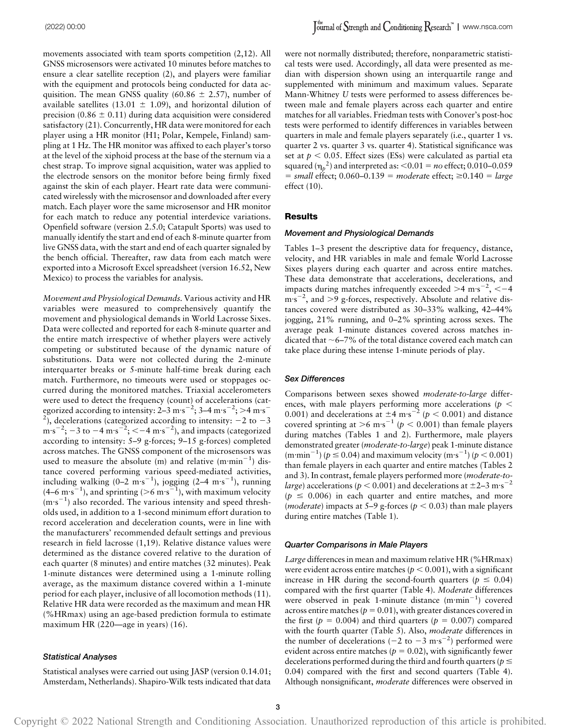movements associated with team sports competition (2,12). All GNSS microsensors were activated 10 minutes before matches to ensure a clear satellite reception (2), and players were familiar with the equipment and protocols being conducted for data acquisition. The mean GNSS quality (60.86 ± 2.57), number of available satellites (13.01 ± 1.09), and horizontal dilution of precision (0.86 ± 0.11) during data acquisition were considered satisfactory (21). Concurrently, HR data were monitored for each player using a HR monitor (H1; Polar, Kempele, Finland) sampling at 1 Hz. The HR monitor was affixed to each player's torso at the level of the xiphoid process at the base of the sternum via a chest strap. To improve signal acquisition, water was applied to the electrode sensors on the monitor before being firmly fixed against the skin of each player. Heart rate data were communicated wirelessly with the microsensor and downloaded after every match. Each player wore the same microsensor and HR monitor for each match to reduce any potential interdevice variations. Openfield software (version 2.5.0; Catapult Sports) was used to manually identify the start and end of each 8-minute quarter from live GNSS data, with the start and end of each quarter signaled by the bench official. Thereafter, raw data from each match were exported into a Microsoft Excel spreadsheet (version 16.52, New Mexico) to process the variables for analysis.

*Movement and Physiological Demands.* Various activity and HR variables were measured to comprehensively quantify the movement and physiological demands in World Lacrosse Sixes. Data were collected and reported for each 8-minute quarter and the entire match irrespective of whether players were actively competing or substituted because of the dynamic nature of substitutions. Data were not collected during the 2-minute interquarter breaks or 5-minute half-time break during each match. Furthermore, no timeouts were used or stoppages occurred during the monitored matches. Triaxial accelerometers were used to detect the frequency (count) of accelerations (categorized according to intensity: 2–3 $m\cdot s^{-2}$; 3–4 $m\cdot s^{-2}$; >4 $m\cdot s^{-2}$), decelerations (categorized according to intensity: −2 to −3 $m\cdot s^{-2}$; −3 to −4 $m\cdot s^{-2}$; <−4 $m\cdot s^{-2}$), and impacts (categorized according to intensity: 5–9 g-forces; 9–15 g-forces) completed across matches. The GNSS component of the microsensors was used to measure the absolute (m) and relative ($m\cdot min^{-1}$) distance covered performing various speed-mediated activities, including walking (0–2 $m\cdot s^{-1}$), jogging (2–4 $m\cdot s^{-1}$), running (4–6 $m\cdot s^{-1}$), and sprinting (>6 $m\cdot s^{-1}$), with maximum velocity ($m\cdot s^{-1}$) also recorded. The various intensity and speed thresholds used, in addition to a 1-second minimum effort duration to record acceleration and deceleration counts, were in line with the manufacturers' recommended default settings and previous research in field lacrosse (1,19). Relative distance values were determined as the distance covered relative to the duration of each quarter (8 minutes) and entire matches (32 minutes). Peak 1-minute distances were determined using a 1-minute rolling average, as the maximum distance covered within a 1-minute period for each player, inclusive of all locomotion methods (11). Relative HR data were recorded as the maximum and mean HR (%HRmax) using an age-based prediction formula to estimate maximum HR (220—age in years) (16).

### Statistical Analyses

Statistical analyses were carried out using JASP (version 0.14.01; Amsterdam, Netherlands). Shapiro-Wilk tests indicated that data were not normally distributed; therefore, nonparametric statistical tests were used. Accordingly, all data were presented as median with dispersion shown using an interquartile range and supplemented with minimum and maximum values. Separate Mann-Whitney *U* tests were performed to assess differences between male and female players across each quarter and entire matches for all variables. Friedman tests with Conover's post-hoc tests were performed to identify differences in variables between quarters in male and female players separately (i.e., quarter 1 vs. quarter 2 vs. quarter 3 vs. quarter 4). Statistical significance was set at $p < 0.05$. Effect sizes (ESs) were calculated as partial eta squared ($\eta_p^2$) and interpreted as: <0.01 = *no* effect; 0.010–0.059 = *small* effect; 0.060–0.139 = *moderate* effect; ≥0.140 = *large* effect (10).

## Results

### Movement and Physiological Demands

Tables 1–3 present the descriptive data for frequency, distance, velocity, and HR variables in male and female World Lacrosse Sixes players during each quarter and across entire matches. These data demonstrate that accelerations, decelerations, and impacts during matches infrequently exceeded >4 $m\cdot s^{-2}$, <−4 $m\cdot s^{-2}$, and >9 g-forces, respectively. Absolute and relative distances covered were distributed as 30–33% walking, 42–44% jogging, 21% running, and 0–2% sprinting across sexes. The average peak 1-minute distances covered across matches indicated that ~6–7% of the total distance covered each match can take place during these intense 1-minute periods of play.

### Sex Differences

Comparisons between sexes showed *moderate-to-large* differences, with male players performing more accelerations ($p < 0.001$) and decelerations at ±4 $m\cdot s^{-2}$ ($p < 0.001$) and distance covered sprinting at >6 $m\cdot s^{-1}$ ($p < 0.001$) than female players during matches (Tables 1 and 2). Furthermore, male players demonstrated greater (*moderate-to-large*) peak 1-minute distance ($m\cdot min^{-1}$) ($p \leq 0.04$) and maximum velocity ($m\cdot s^{-1}$) ($p < 0.001$) than female players in each quarter and entire matches (Tables 2 and 3). In contrast, female players performed more (*moderate-to-large*) accelerations ($p < 0.001$) and decelerations at ±2–3 $m\cdot s^{-2}$ ($p \leq 0.006$) in each quarter and entire matches, and more (*moderate*) impacts at 5–9 g-forces ($p < 0.03$) than male players during entire matches (Table 1).

### Quarter Comparisons in Male Players

*Large* differences in mean and maximum relative HR (%HRmax) were evident across entire matches ($p < 0.001$), with a significant increase in HR during the second-fourth quarters ($p \leq 0.04$) compared with the first quarter (Table 4). *Moderate* differences were observed in peak 1-minute distance ($m\cdot min^{-1}$) covered across entire matches ($p = 0.01$), with greater distances covered in the first ($p = 0.004$) and third quarters ($p = 0.007$) compared with the fourth quarter (Table 5). Also, *moderate* differences in the number of decelerations (−2 to −3 $m\cdot s^{-2}$) performed were evident across entire matches ($p = 0.02$), with significantly fewer decelerations performed during the third and fourth quarters ($p \leq 0.04$) compared with the first and second quarters (Table 4). Although nonsignificant, *moderate* differences were observed in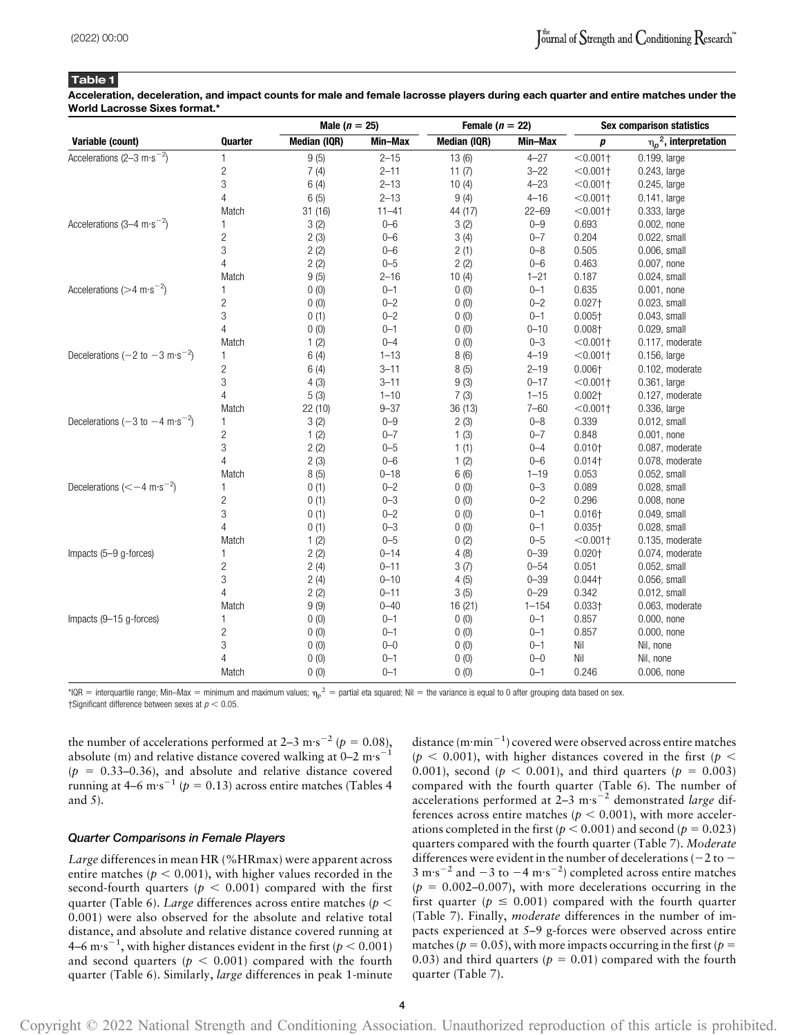**Table 1**

**Acceleration, deceleration, and impact counts for male and female lacrosse players during each quarter and entire matches under the World Lacrosse Sixes format.***

| Variable (count) | Quarter | Male ($n$ = 25) | | Female ($n$ = 22) | | Sex comparison statistics | |
|---|---|---|---|---|---|---|---|
| | | Median (IQR) | Min–Max | Median (IQR) | Min–Max | $p$ | $\eta_p^2$, interpretation |
| Accelerations (2–3 $m \cdot s^{-2}$) | 1 | 9 (5) | 2–15 | 13 (6) | 4–27 | <0.001† | 0.199, large |
| | 2 | 7 (4) | 2–11 | 11 (7) | 3–22 | <0.001† | 0.243, large |
| | 3 | 6 (4) | 2–13 | 10 (4) | 4–23 | <0.001† | 0.245, large |
| | 4 | 6 (5) | 2–13 | 9 (4) | 4–16 | <0.001† | 0.141, large |
| | Match | 31 (16) | 11–41 | 44 (17) | 22–69 | <0.001† | 0.333, large |
| Accelerations (3–4 $m \cdot s^{-2}$) | 1 | 3 (2) | 0–6 | 3 (2) | 0–9 | 0.693 | 0.002, none |
| | 2 | 2 (3) | 0–6 | 3 (4) | 0–7 | 0.204 | 0.022, small |
| | 3 | 2 (2) | 0–6 | 2 (1) | 0–8 | 0.505 | 0.006, small |
| | 4 | 2 (2) | 0–5 | 2 (2) | 0–6 | 0.463 | 0.007, none |
| | Match | 9 (5) | 2–16 | 10 (4) | 1–21 | 0.187 | 0.024, small |
| Accelerations (>4 $m \cdot s^{-2}$) | 1 | 0 (0) | 0–1 | 0 (0) | 0–1 | 0.635 | 0.001, none |
| | 2 | 0 (0) | 0–2 | 0 (0) | 0–2 | 0.027† | 0.023, small |
| | 3 | 0 (1) | 0–2 | 0 (0) | 0–1 | 0.005† | 0.043, small |
| | 4 | 0 (0) | 0–1 | 0 (0) | 0–10 | 0.008† | 0.029, small |
| | Match | 1 (2) | 0–4 | 0 (0) | 0–3 | <0.001† | 0.117, moderate |
| Decelerations (−2 to −3 $m \cdot s^{-2}$) | 1 | 6 (4) | 1–13 | 8 (6) | 4–19 | <0.001† | 0.156, large |
| | 2 | 6 (4) | 3–11 | 8 (5) | 2–19 | 0.006† | 0.102, moderate |
| | 3 | 4 (3) | 3–11 | 9 (3) | 0–17 | <0.001† | 0.361, large |
| | 4 | 5 (3) | 1–10 | 7 (3) | 1–15 | 0.002† | 0.127, moderate |
| | Match | 22 (10) | 9–37 | 36 (13) | 7–60 | <0.001† | 0.336, large |
| Decelerations (−3 to −4 $m \cdot s^{-2}$) | 1 | 3 (2) | 0–9 | 2 (3) | 0–8 | 0.339 | 0.012, small |
| | 2 | 1 (2) | 0–7 | 1 (3) | 0–7 | 0.848 | 0.001, none |
| | 3 | 2 (2) | 0–5 | 1 (1) | 0–4 | 0.010† | 0.087, moderate |
| | 4 | 2 (3) | 0–6 | 1 (2) | 0–6 | 0.014† | 0.078, moderate |
| | Match | 8 (5) | 0–18 | 6 (6) | 1–19 | 0.053 | 0.052, small |
| Decelerations (<−4 $m \cdot s^{-2}$) | 1 | 0 (1) | 0–2 | 0 (0) | 0–3 | 0.089 | 0.028, small |
| | 2 | 0 (1) | 0–3 | 0 (0) | 0–2 | 0.296 | 0.008, none |
| | 3 | 0 (1) | 0–2 | 0 (0) | 0–1 | 0.016† | 0.049, small |
| | 4 | 0 (1) | 0–3 | 0 (0) | 0–1 | 0.035† | 0.028, small |
| | Match | 1 (2) | 0–5 | 0 (2) | 0–5 | <0.001† | 0.135, moderate |
| Impacts (5–9 g-forces) | 1 | 2 (2) | 0–14 | 4 (8) | 0–39 | 0.020† | 0.074, moderate |
| | 2 | 2 (4) | 0–11 | 3 (7) | 0–54 | 0.051 | 0.052, small |
| | 3 | 2 (4) | 0–10 | 4 (5) | 0–39 | 0.044† | 0.056, small |
| | 4 | 2 (2) | 0–11 | 3 (5) | 0–29 | 0.342 | 0.012, small |
| | Match | 9 (9) | 0–40 | 16 (21) | 1–154 | 0.033† | 0.063, moderate |
| Impacts (9–15 g-forces) | 1 | 0 (0) | 0–1 | 0 (0) | 0–1 | 0.857 | 0.000, none |
| | 2 | 0 (0) | 0–1 | 0 (0) | 0–1 | 0.857 | 0.000, none |
| | 3 | 0 (0) | 0–0 | 0 (0) | 0–1 | Nil | Nil, none |
| | 4 | 0 (0) | 0–1 | 0 (0) | 0–0 | Nil | Nil, none |
| | Match | 0 (0) | 0–1 | 0 (0) | 0–1 | 0.246 | 0.006, none |

*IQR = interquartile range; Min–Max = minimum and maximum values; $\eta_p^2$ = partial eta squared; Nil = the variance is equal to 0 after grouping data based on sex.
†Significant difference between sexes at $p < 0.05$.

the number of accelerations performed at 2–3 $m \cdot s^{-2}$ ($p = 0.08$), absolute (m) and relative distance covered walking at 0–2 $m \cdot s^{-1}$ ($p = 0.33$–$0.36$), and absolute and relative distance covered running at 4–6 $m \cdot s^{-1}$ ($p = 0.13$) across entire matches (Tables 4 and 5).

### *Quarter Comparisons in Female Players*

*Large* differences in mean HR (%HRmax) were apparent across entire matches ($p < 0.001$), with higher values recorded in the second-fourth quarters ($p < 0.001$) compared with the first quarter (Table 6). *Large* differences across entire matches ($p < 0.001$) were also observed for the absolute and relative total distance, and absolute and relative distance covered running at 4–6 $m \cdot s^{-1}$, with higher distances evident in the first ($p < 0.001$) and second quarters ($p < 0.001$) compared with the fourth quarter (Table 6). Similarly, *large* differences in peak 1-minute distance ($m \cdot min^{-1}$) covered were observed across entire matches ($p < 0.001$), with higher distances covered in the first ($p < 0.001$), second ($p < 0.001$), and third quarters ($p = 0.003$) compared with the fourth quarter (Table 6). The number of accelerations performed at 2–3 $m \cdot s^{-2}$ demonstrated *large* differences across entire matches ($p < 0.001$), with more accelerations completed in the first ($p < 0.001$) and second ($p = 0.023$) quarters compared with the fourth quarter (Table 7). *Moderate* differences were evident in the number of decelerations (−2 to −3 $m \cdot s^{-2}$ and −3 to −4 $m \cdot s^{-2}$) completed across entire matches ($p = 0.002$–$0.007$), with more decelerations occurring in the first quarter ($p \leq 0.001$) compared with the fourth quarter (Table 7). Finally, *moderate* differences in the number of impacts experienced at 5–9 g-forces were observed across entire matches ($p = 0.05$), with more impacts occurring in the first ($p = 0.03$) and third quarters ($p = 0.01$) compared with the fourth quarter (Table 7).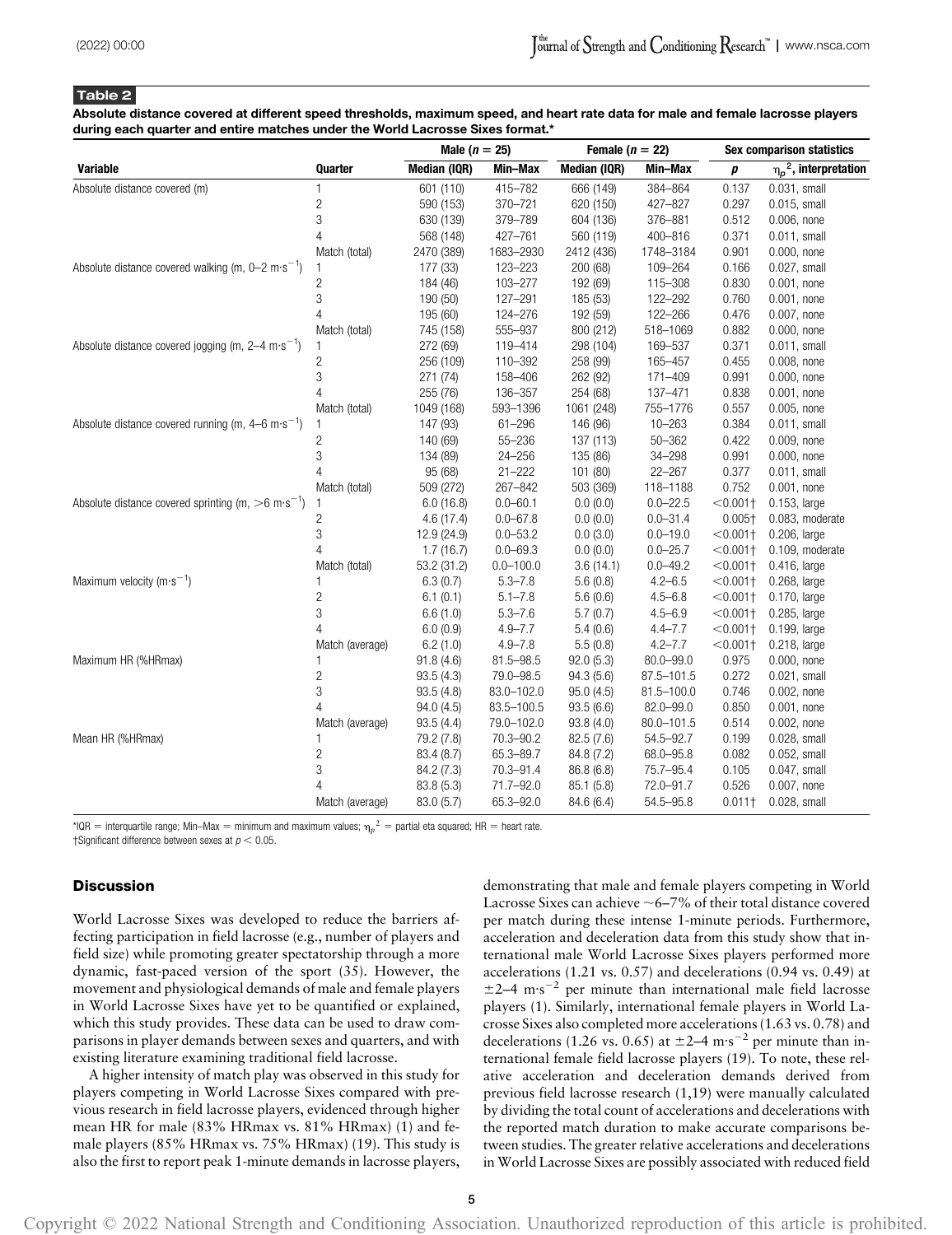**Table 2**

**Absolute distance covered at different speed thresholds, maximum speed, and heart rate data for male and female lacrosse players during each quarter and entire matches under the World Lacrosse Sixes format.***

| Variable | Quarter | Male ($n$ = 25) | | Female ($n$ = 22) | | Sex comparison statistics | |
|---|---|---|---|---|---|---|---|
| | | Median (IQR) | Min–Max | Median (IQR) | Min–Max | $p$ | $\eta_p^2$, interpretation |
| Absolute distance covered (m) | 1 | 601 (110) | 415–782 | 666 (149) | 384–864 | 0.137 | 0.031, small |
| | 2 | 590 (153) | 370–721 | 620 (150) | 427–827 | 0.297 | 0.015, small |
| | 3 | 630 (139) | 379–789 | 604 (136) | 376–881 | 0.512 | 0.006, none |
| | 4 | 568 (148) | 427–761 | 560 (119) | 400–816 | 0.371 | 0.011, small |
| | Match (total) | 2470 (389) | 1683–2930 | 2412 (436) | 1748–3184 | 0.901 | 0.000, none |
| Absolute distance covered walking (m, 0–2 $m\cdot s^{-1}$) | 1 | 177 (33) | 123–223 | 200 (68) | 109–264 | 0.166 | 0.027, small |
| | 2 | 184 (46) | 103–277 | 192 (69) | 115–308 | 0.830 | 0.001, none |
| | 3 | 190 (50) | 127–291 | 185 (53) | 122–292 | 0.760 | 0.001, none |
| | 4 | 195 (60) | 124–276 | 192 (59) | 122–266 | 0.476 | 0.007, none |
| | Match (total) | 745 (158) | 555–937 | 800 (212) | 518–1069 | 0.882 | 0.000, none |
| Absolute distance covered jogging (m, 2–4 $m\cdot s^{-1}$) | 1 | 272 (69) | 119–414 | 298 (104) | 169–537 | 0.371 | 0.011, small |
| | 2 | 256 (109) | 110–392 | 258 (99) | 165–457 | 0.455 | 0.008, none |
| | 3 | 271 (74) | 158–406 | 262 (92) | 171–409 | 0.991 | 0.000, none |
| | 4 | 255 (76) | 136–357 | 254 (68) | 137–471 | 0.838 | 0.001, none |
| | Match (total) | 1049 (168) | 593–1396 | 1061 (248) | 755–1776 | 0.557 | 0.005, none |
| Absolute distance covered running (m, 4–6 $m\cdot s^{-1}$) | 1 | 147 (93) | 61–296 | 146 (96) | 10–263 | 0.384 | 0.011, small |
| | 2 | 140 (69) | 55–236 | 137 (113) | 50–362 | 0.422 | 0.009, none |
| | 3 | 134 (89) | 24–256 | 135 (86) | 34–298 | 0.991 | 0.000, none |
| | 4 | 95 (68) | 21–222 | 101 (80) | 22–267 | 0.377 | 0.011, small |
| | Match (total) | 509 (272) | 267–842 | 503 (369) | 118–1188 | 0.752 | 0.001, none |
| Absolute distance covered sprinting (m, >6 $m\cdot s^{-1}$) | 1 | 6.0 (16.8) | 0.0–60.1 | 0.0 (0.0) | 0.0–22.5 | <0.001† | 0.153, large |
| | 2 | 4.6 (17.4) | 0.0–67.8 | 0.0 (0.0) | 0.0–31.4 | 0.005† | 0.083, moderate |
| | 3 | 12.9 (24.9) | 0.0–53.2 | 0.0 (3.0) | 0.0–19.0 | <0.001† | 0.206, large |
| | 4 | 1.7 (16.7) | 0.0–69.3 | 0.0 (0.0) | 0.0–25.7 | <0.001† | 0.109, moderate |
| | Match (total) | 53.2 (31.2) | 0.0–100.0 | 3.6 (14.1) | 0.0–49.2 | <0.001† | 0.416, large |
| Maximum velocity ($m\cdot s^{-1}$) | 1 | 6.3 (0.7) | 5.3–7.8 | 5.6 (0.8) | 4.2–6.5 | <0.001† | 0.268, large |
| | 2 | 6.1 (0.1) | 5.1–7.8 | 5.6 (0.6) | 4.5–6.8 | <0.001† | 0.170, large |
| | 3 | 6.6 (1.0) | 5.3–7.6 | 5.7 (0.7) | 4.5–6.9 | <0.001† | 0.285, large |
| | 4 | 6.0 (0.9) | 4.9–7.7 | 5.4 (0.6) | 4.4–7.7 | <0.001† | 0.199, large |
| | Match (average) | 6.2 (1.0) | 4.9–7.8 | 5.5 (0.8) | 4.2–7.7 | <0.001† | 0.218, large |
| Maximum HR (%HRmax) | 1 | 91.8 (4.6) | 81.5–98.5 | 92.0 (5.3) | 80.0–99.0 | 0.975 | 0.000, none |
| | 2 | 93.5 (4.3) | 79.0–98.5 | 94.3 (5.6) | 87.5–101.5 | 0.272 | 0.021, small |
| | 3 | 93.5 (4.8) | 83.0–102.0 | 95.0 (4.5) | 81.5–100.0 | 0.746 | 0.002, none |
| | 4 | 94.0 (4.5) | 83.5–100.5 | 93.5 (6.6) | 82.0–99.0 | 0.850 | 0.001, none |
| | Match (average) | 93.5 (4.4) | 79.0–102.0 | 93.8 (4.0) | 80.0–101.5 | 0.514 | 0.002, none |
| Mean HR (%HRmax) | 1 | 79.2 (7.8) | 70.3–90.2 | 82.5 (7.6) | 54.5–92.7 | 0.199 | 0.028, small |
| | 2 | 83.4 (8.7) | 65.3–89.7 | 84.8 (7.2) | 68.0–95.8 | 0.082 | 0.052, small |
| | 3 | 84.2 (7.3) | 70.3–91.4 | 86.8 (6.8) | 75.7–95.4 | 0.105 | 0.047, small |
| | 4 | 83.8 (5.3) | 71.7–92.0 | 85.1 (5.8) | 72.0–91.7 | 0.526 | 0.007, none |
| | Match (average) | 83.0 (5.7) | 65.3–92.0 | 84.6 (6.4) | 54.5–95.8 | 0.011† | 0.028, small |

*IQR = interquartile range; Min–Max = minimum and maximum values; $\eta_p^2$ = partial eta squared; HR = heart rate.
†Significant difference between sexes at $p < 0.05$.

## Discussion

World Lacrosse Sixes was developed to reduce the barriers affecting participation in field lacrosse (e.g., number of players and field size) while promoting greater spectatorship through a more dynamic, fast-paced version of the sport (35). However, the movement and physiological demands of male and female players in World Lacrosse Sixes have yet to be quantified or explained, which this study provides. These data can be used to draw comparisons in player demands between sexes and quarters, and with existing literature examining traditional field lacrosse.

A higher intensity of match play was observed in this study for players competing in World Lacrosse Sixes compared with previous research in field lacrosse players, evidenced through higher mean HR for male (83% HRmax vs. 81% HRmax) (1) and female players (85% HRmax vs. 75% HRmax) (19). This study is also the first to report peak 1-minute demands in lacrosse players, demonstrating that male and female players competing in World Lacrosse Sixes can achieve ~6–7% of their total distance covered per match during these intense 1-minute periods. Furthermore, acceleration and deceleration data from this study show that international male World Lacrosse Sixes players performed more accelerations (1.21 vs. 0.57) and decelerations (0.94 vs. 0.49) at ±2–4 $m\cdot s^{-2}$ per minute than international male field lacrosse players (1). Similarly, international female players in World Lacrosse Sixes also completed more accelerations (1.63 vs. 0.78) and decelerations (1.26 vs. 0.65) at ±2–4 $m\cdot s^{-2}$ per minute than international female field lacrosse players (19). To note, these relative acceleration and deceleration demands derived from previous field lacrosse research (1,19) were manually calculated by dividing the total count of accelerations and decelerations with the reported match duration to make accurate comparisons between studies. The greater relative accelerations and decelerations in World Lacrosse Sixes are possibly associated with reduced field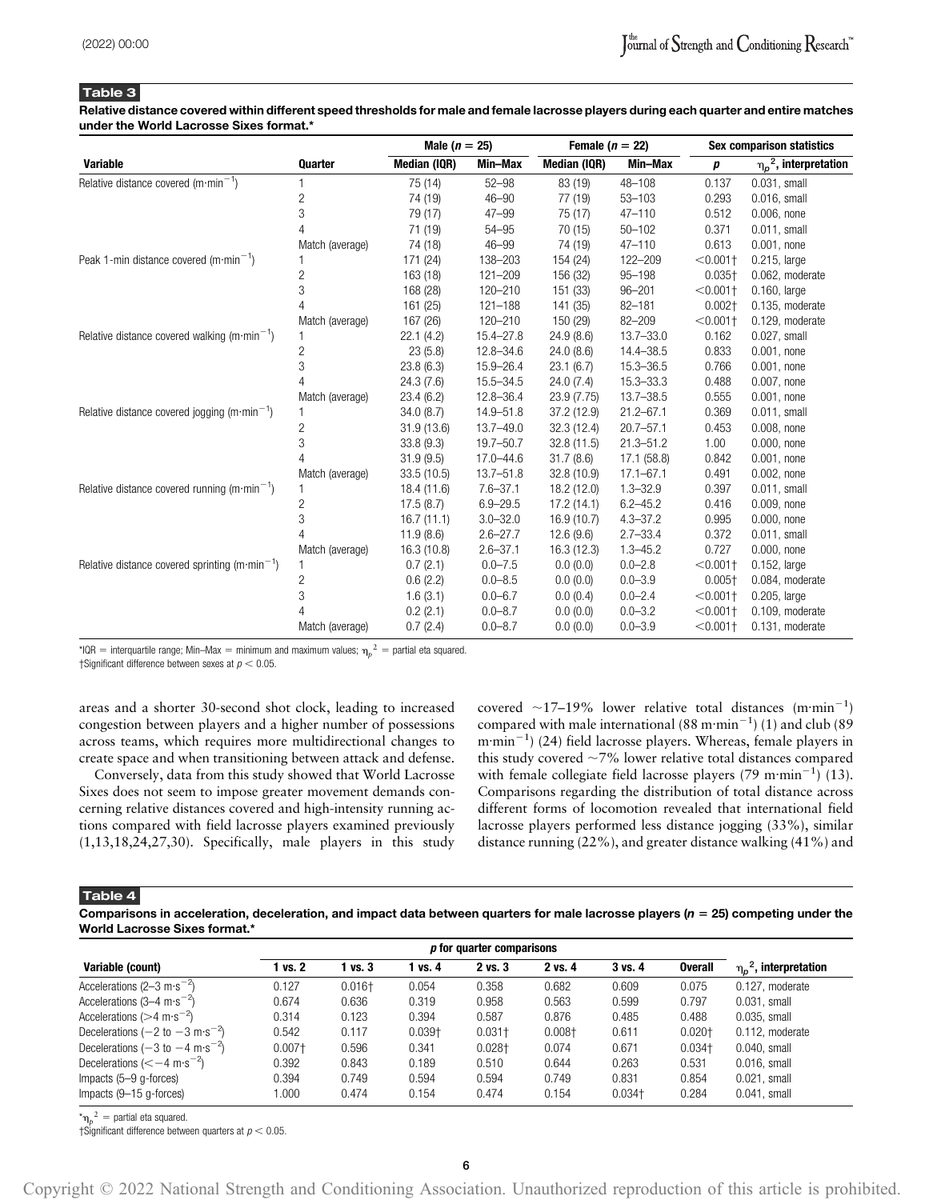**Table 3**

**Relative distance covered within different speed thresholds for male and female lacrosse players during each quarter and entire matches under the World Lacrosse Sixes format.***

| Variable | Quarter | Male ($n$ = 25) | | Female ($n$ = 22) | | Sex comparison statistics | |
|---|---|---|---|---|---|---|---|
| | | Median (IQR) | Min–Max | Median (IQR) | Min–Max | $p$ | $\eta_p^2$, interpretation |
| Relative distance covered (m·min$^{-1}$) | 1 | 75 (14) | 52–98 | 83 (19) | 48–108 | 0.137 | 0.031, small |
| | 2 | 74 (19) | 46–90 | 77 (19) | 53–103 | 0.293 | 0.016, small |
| | 3 | 79 (17) | 47–99 | 75 (17) | 47–110 | 0.512 | 0.006, none |
| | 4 | 71 (19) | 54–95 | 70 (15) | 50–102 | 0.371 | 0.011, small |
| | Match (average) | 74 (18) | 46–99 | 74 (19) | 47–110 | 0.613 | 0.001, none |
| Peak 1-min distance covered (m·min$^{-1}$) | 1 | 171 (24) | 138–203 | 154 (24) | 122–209 | <0.001† | 0.215, large |
| | 2 | 163 (18) | 121–209 | 156 (32) | 95–198 | 0.035† | 0.062, moderate |
| | 3 | 168 (28) | 120–210 | 151 (33) | 96–201 | <0.001† | 0.160, large |
| | 4 | 161 (25) | 121–188 | 141 (35) | 82–181 | 0.002† | 0.135, moderate |
| | Match (average) | 167 (26) | 120–210 | 150 (29) | 82–209 | <0.001† | 0.129, moderate |
| Relative distance covered walking (m·min$^{-1}$) | 1 | 22.1 (4.2) | 15.4–27.8 | 24.9 (8.6) | 13.7–33.0 | 0.162 | 0.027, small |
| | 2 | 23 (5.8) | 12.8–34.6 | 24.0 (8.6) | 14.4–38.5 | 0.833 | 0.001, none |
| | 3 | 23.8 (6.3) | 15.9–26.4 | 23.1 (6.7) | 15.3–36.5 | 0.766 | 0.001, none |
| | 4 | 24.3 (7.6) | 15.5–34.5 | 24.0 (7.4) | 15.3–33.3 | 0.488 | 0.007, none |
| | Match (average) | 23.4 (6.2) | 12.8–36.4 | 23.9 (7.75) | 13.7–38.5 | 0.555 | 0.001, none |
| Relative distance covered jogging (m·min$^{-1}$) | 1 | 34.0 (8.7) | 14.9–51.8 | 37.2 (12.9) | 21.2–67.1 | 0.369 | 0.011, small |
| | 2 | 31.9 (13.6) | 13.7–49.0 | 32.3 (12.4) | 20.7–57.1 | 0.453 | 0.008, none |
| | 3 | 33.8 (9.3) | 19.7–50.7 | 32.8 (11.5) | 21.3–51.2 | 1.00 | 0.000, none |
| | 4 | 31.9 (9.5) | 17.0–44.6 | 31.7 (8.6) | 17.1 (58.8) | 0.842 | 0.001, none |
| | Match (average) | 33.5 (10.5) | 13.7–51.8 | 32.8 (10.9) | 17.1–67.1 | 0.491 | 0.002, none |
| Relative distance covered running (m·min$^{-1}$) | 1 | 18.4 (11.6) | 7.6–37.1 | 18.2 (12.0) | 1.3–32.9 | 0.397 | 0.011, small |
| | 2 | 17.5 (8.7) | 6.9–29.5 | 17.2 (14.1) | 6.2–45.2 | 0.416 | 0.009, none |
| | 3 | 16.7 (11.1) | 3.0–32.0 | 16.9 (10.7) | 4.3–37.2 | 0.995 | 0.000, none |
| | 4 | 11.9 (8.6) | 2.6–27.7 | 12.6 (9.6) | 2.7–33.4 | 0.372 | 0.011, small |
| | Match (average) | 16.3 (10.8) | 2.6–37.1 | 16.3 (12.3) | 1.3–45.2 | 0.727 | 0.000, none |
| Relative distance covered sprinting (m·min$^{-1}$) | 1 | 0.7 (2.1) | 0.0–7.5 | 0.0 (0.0) | 0.0–2.8 | <0.001† | 0.152, large |
| | 2 | 0.6 (2.2) | 0.0–8.5 | 0.0 (0.0) | 0.0–3.9 | 0.005† | 0.084, moderate |
| | 3 | 1.6 (3.1) | 0.0–6.7 | 0.0 (0.4) | 0.0–2.4 | <0.001† | 0.205, large |
| | 4 | 0.2 (2.1) | 0.0–8.7 | 0.0 (0.0) | 0.0–3.2 | <0.001† | 0.109, moderate |
| | Match (average) | 0.7 (2.4) | 0.0–8.7 | 0.0 (0.0) | 0.0–3.9 | <0.001† | 0.131, moderate |

*IQR = interquartile range; Min–Max = minimum and maximum values; $\eta_p^2$ = partial eta squared.
†Significant difference between sexes at $p < 0.05$.

areas and a shorter 30-second shot clock, leading to increased congestion between players and a higher number of possessions across teams, which requires more multidirectional changes to create space and when transitioning between attack and defense.

Conversely, data from this study showed that World Lacrosse Sixes does not seem to impose greater movement demands concerning relative distances covered and high-intensity running actions compared with field lacrosse players examined previously (1,13,18,24,27,30). Specifically, male players in this study covered ~17–19% lower relative total distances (m·min$^{-1}$) compared with male international (88 m·min$^{-1}$) (1) and club (89 m·min$^{-1}$) (24) field lacrosse players. Whereas, female players in this study covered ~7% lower relative total distances compared with female collegiate field lacrosse players (79 m·min$^{-1}$) (13). Comparisons regarding the distribution of total distance across different forms of locomotion revealed that international field lacrosse players performed less distance jogging (33%), similar distance running (22%), and greater distance walking (41%) and

**Table 4**

**Comparisons in acceleration, deceleration, and impact data between quarters for male lacrosse players ($n$ = 25) competing under the World Lacrosse Sixes format.***

| Variable (count) | $p$ for quarter comparisons | | | | | | | $\eta_p^2$, interpretation |
|---|---|---|---|---|---|---|---|---|
| | 1 vs. 2 | 1 vs. 3 | 1 vs. 4 | 2 vs. 3 | 2 vs. 4 | 3 vs. 4 | Overall | |
| Accelerations (2–3 m·s$^{-2}$) | 0.127 | 0.016† | 0.054 | 0.358 | 0.682 | 0.609 | 0.075 | 0.127, moderate |
| Accelerations (3–4 m·s$^{-2}$) | 0.674 | 0.636 | 0.319 | 0.958 | 0.563 | 0.599 | 0.797 | 0.031, small |
| Accelerations (>4 m·s$^{-2}$) | 0.314 | 0.123 | 0.394 | 0.587 | 0.876 | 0.485 | 0.488 | 0.035, small |
| Decelerations (−2 to −3 m·s$^{-2}$) | 0.542 | 0.117 | 0.039† | 0.031† | 0.008† | 0.611 | 0.020† | 0.112, moderate |
| Decelerations (−3 to −4 m·s$^{-2}$) | 0.007† | 0.596 | 0.341 | 0.028† | 0.074 | 0.671 | 0.034† | 0.040, small |
| Decelerations (<−4 m·s$^{-2}$) | 0.392 | 0.843 | 0.189 | 0.510 | 0.644 | 0.263 | 0.531 | 0.016, small |
| Impacts (5–9 g-forces) | 0.394 | 0.749 | 0.594 | 0.594 | 0.749 | 0.831 | 0.854 | 0.021, small |
| Impacts (9–15 g-forces) | 1.000 | 0.474 | 0.154 | 0.474 | 0.154 | 0.034† | 0.284 | 0.041, small |

*$\eta_p^2$ = partial eta squared.
†Significant difference between quarters at $p < 0.05$.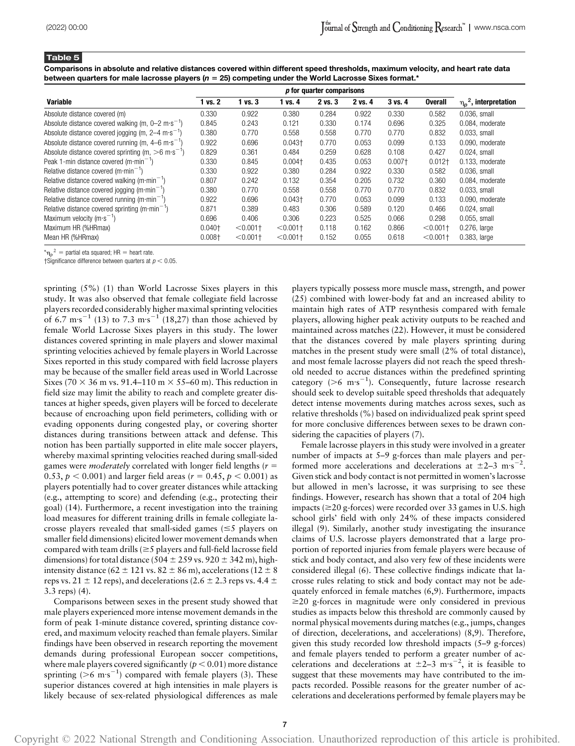**Table 5**

**Comparisons in absolute and relative distances covered within different speed thresholds, maximum velocity, and heart rate data between quarters for male lacrosse players ($n$ = 25) competing under the World Lacrosse Sixes format.***

| Variable | *p* for quarter comparisons | | | | | | | $\eta_p^2$, interpretation |
|---|---|---|---|---|---|---|---|---|
| | 1 vs. 2 | 1 vs. 3 | 1 vs. 4 | 2 vs. 3 | 2 vs. 4 | 3 vs. 4 | Overall | |
| Absolute distance covered (m) | 0.330 | 0.922 | 0.380 | 0.284 | 0.922 | 0.330 | 0.582 | 0.036, small |
| Absolute distance covered walking (m, 0–2 $m \cdot s^{-1}$) | 0.845 | 0.243 | 0.121 | 0.330 | 0.174 | 0.696 | 0.325 | 0.084, moderate |
| Absolute distance covered jogging (m, 2–4 $m \cdot s^{-1}$) | 0.380 | 0.770 | 0.558 | 0.558 | 0.770 | 0.770 | 0.832 | 0.033, small |
| Absolute distance covered running (m, 4–6 $m \cdot s^{-1}$) | 0.922 | 0.696 | 0.043† | 0.770 | 0.053 | 0.099 | 0.133 | 0.090, moderate |
| Absolute distance covered sprinting (m, >6 $m \cdot s^{-1}$) | 0.829 | 0.361 | 0.484 | 0.259 | 0.628 | 0.108 | 0.427 | 0.024, small |
| Peak 1-min distance covered ($m \cdot min^{-1}$) | 0.330 | 0.845 | 0.004† | 0.435 | 0.053 | 0.007† | 0.012† | 0.133, moderate |
| Relative distance covered ($m \cdot min^{-1}$) | 0.330 | 0.922 | 0.380 | 0.284 | 0.922 | 0.330 | 0.582 | 0.036, small |
| Relative distance covered walking ($m \cdot min^{-1}$) | 0.807 | 0.242 | 0.132 | 0.354 | 0.205 | 0.732 | 0.360 | 0.084, moderate |
| Relative distance covered jogging ($m \cdot min^{-1}$) | 0.380 | 0.770 | 0.558 | 0.558 | 0.770 | 0.770 | 0.832 | 0.033, small |
| Relative distance covered running ($m \cdot min^{-1}$) | 0.922 | 0.696 | 0.043† | 0.770 | 0.053 | 0.099 | 0.133 | 0.090, moderate |
| Relative distance covered sprinting ($m \cdot min^{-1}$) | 0.871 | 0.389 | 0.483 | 0.306 | 0.589 | 0.120 | 0.466 | 0.024, small |
| Maximum velocity ($m \cdot s^{-1}$) | 0.696 | 0.406 | 0.306 | 0.223 | 0.525 | 0.066 | 0.298 | 0.055, small |
| Maximum HR (%HRmax) | 0.040† | <0.001† | <0.001† | 0.118 | 0.162 | 0.866 | <0.001† | 0.276, large |
| Mean HR (%HRmax) | 0.008† | <0.001† | <0.001† | 0.152 | 0.055 | 0.618 | <0.001† | 0.383, large |

*$\eta_p^2$ = partial eta squared; HR = heart rate.
†Significance difference between quarters at $p < 0.05$.

sprinting (5%) (1) than World Lacrosse Sixes players in this study. It was also observed that female collegiate field lacrosse players recorded considerably higher maximal sprinting velocities of 6.7 $m \cdot s^{-1}$ (13) to 7.3 $m \cdot s^{-1}$ (18,27) than those achieved by female World Lacrosse Sixes players in this study. The lower distances covered sprinting in male players and slower maximal sprinting velocities achieved by female players in World Lacrosse Sixes reported in this study compared with field lacrosse players may be because of the smaller field areas used in World Lacrosse Sixes (70 × 36 m vs. 91.4–110 m × 55–60 m). This reduction in field size may limit the ability to reach and complete greater distances at higher speeds, given players will be forced to decelerate because of encroaching upon field perimeters, colliding with or evading opponents during congested play, or covering shorter distances during transitions between attack and defense. This notion has been partially supported in elite male soccer players, whereby maximal sprinting velocities reached during small-sided games were *moderately* correlated with longer field lengths ($r$ = 0.53, $p < 0.001$) and larger field areas ($r$ = 0.45, $p < 0.001$) as players potentially had to cover greater distances while attacking (e.g., attempting to score) and defending (e.g., protecting their goal) (14). Furthermore, a recent investigation into the training load measures for different training drills in female collegiate lacrosse players revealed that small-sided games (≤5 players on smaller field dimensions) elicited lower movement demands when compared with team drills (≥5 players and full-field lacrosse field dimensions) for total distance (504 ± 259 vs. 920 ± 342 m), high-intensity distance (62 ± 121 vs. 82 ± 86 m), accelerations (12 ± 8 reps vs. 21 ± 12 reps), and decelerations (2.6 ± 2.3 reps vs. 4.4 ± 3.3 reps) (4).

Comparisons between sexes in the present study showed that male players experienced more intense movement demands in the form of peak 1-minute distance covered, sprinting distance covered, and maximum velocity reached than female players. Similar findings have been observed in research reporting the movement demands during professional European soccer competitions, where male players covered significantly ($p < 0.01$) more distance sprinting (>6 $m \cdot s^{-1}$) compared with female players (3). These superior distances covered at high intensities in male players is likely because of sex-related physiological differences as male players typically possess more muscle mass, strength, and power (25) combined with lower-body fat and an increased ability to maintain high rates of ATP resynthesis compared with female players, allowing higher peak activity outputs to be reached and maintained across matches (22). However, it must be considered that the distances covered by male players sprinting during matches in the present study were small (2% of total distance), and most female lacrosse players did not reach the speed threshold needed to accrue distances within the predefined sprinting category (>6 $m \cdot s^{-1}$). Consequently, future lacrosse research should seek to develop suitable speed thresholds that adequately detect intense movements during matches across sexes, such as relative thresholds (%) based on individualized peak sprint speed for more conclusive differences between sexes to be drawn considering the capacities of players (7).

Female lacrosse players in this study were involved in a greater number of impacts at 5–9 g-forces than male players and performed more accelerations and decelerations at ±2–3 $m \cdot s^{-2}$. Given stick and body contact is not permitted in women's lacrosse but allowed in men's lacrosse, it was surprising to see these findings. However, research has shown that a total of 204 high impacts (≥20 g-forces) were recorded over 33 games in U.S. high school girls' field with only 24% of these impacts considered illegal (9). Similarly, another study investigating the insurance claims of U.S. lacrosse players demonstrated that a large proportion of reported injuries from female players were because of stick and body contact, and also very few of these incidents were considered illegal (6). These collective findings indicate that lacrosse rules relating to stick and body contact may not be adequately enforced in female matches (6,9). Furthermore, impacts ≥20 g-forces in magnitude were only considered in previous studies as impacts below this threshold are commonly caused by normal physical movements during matches (e.g., jumps, changes of direction, decelerations, and accelerations) (8,9). Therefore, given this study recorded low threshold impacts (5–9 g-forces) and female players tended to perform a greater number of accelerations and decelerations at ±2–3 $m \cdot s^{-2}$, it is feasible to suggest that these movements may have contributed to the impacts recorded. Possible reasons for the greater number of accelerations and decelerations performed by female players may be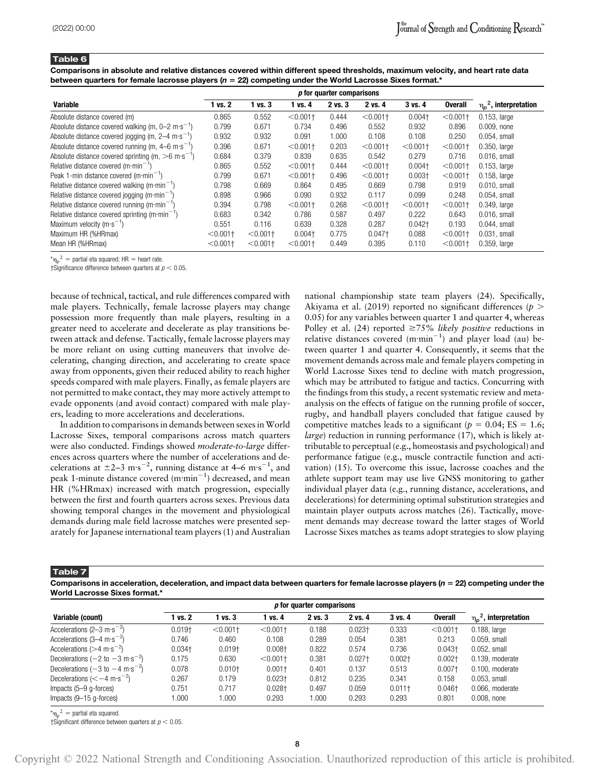**Table 6**

**Comparisons in absolute and relative distances covered within different speed thresholds, maximum velocity, and heart rate data between quarters for female lacrosse players ($n$ = 22) competing under the World Lacrosse Sixes format.***

| Variable | *p* for quarter comparisons | | | | | | | $\eta_p^2$, interpretation |
|---|---|---|---|---|---|---|---|---|
| | 1 vs. 2 | 1 vs. 3 | 1 vs. 4 | 2 vs. 3 | 2 vs. 4 | 3 vs. 4 | Overall | |
| Absolute distance covered (m) | 0.865 | 0.552 | <0.001† | 0.444 | <0.001† | 0.004† | <0.001† | 0.153, large |
| Absolute distance covered walking (m, 0–2 m·s$^{-1}$) | 0.799 | 0.671 | 0.734 | 0.496 | 0.552 | 0.932 | 0.896 | 0.009, none |
| Absolute distance covered jogging (m, 2–4 m·s$^{-1}$) | 0.932 | 0.932 | 0.091 | 1.000 | 0.108 | 0.108 | 0.250 | 0.054, small |
| Absolute distance covered running (m, 4–6 m·s$^{-1}$) | 0.396 | 0.671 | <0.001† | 0.203 | <0.001† | <0.001† | <0.001† | 0.350, large |
| Absolute distance covered sprinting (m, >6 m·s$^{-1}$) | 0.684 | 0.379 | 0.839 | 0.635 | 0.542 | 0.279 | 0.716 | 0.016, small |
| Relative distance covered (m·min$^{-1}$) | 0.865 | 0.552 | <0.001† | 0.444 | <0.001† | 0.004† | <0.001† | 0.153, large |
| Peak 1-min distance covered (m·min$^{-1}$) | 0.799 | 0.671 | <0.001† | 0.496 | <0.001† | 0.003† | <0.001† | 0.158, large |
| Relative distance covered walking (m·min$^{-1}$) | 0.798 | 0.669 | 0.864 | 0.495 | 0.669 | 0.798 | 0.919 | 0.010, small |
| Relative distance covered jogging (m·min$^{-1}$) | 0.898 | 0.966 | 0.090 | 0.932 | 0.117 | 0.099 | 0.248 | 0.054, small |
| Relative distance covered running (m·min$^{-1}$) | 0.394 | 0.798 | <0.001† | 0.268 | <0.001† | <0.001† | <0.001† | 0.349, large |
| Relative distance covered sprinting (m·min$^{-1}$) | 0.683 | 0.342 | 0.786 | 0.587 | 0.497 | 0.222 | 0.643 | 0.016, small |
| Maximum velocity (m·s$^{-1}$) | 0.551 | 0.116 | 0.639 | 0.328 | 0.287 | 0.042† | 0.193 | 0.044, small |
| Maximum HR (%HRmax) | <0.001† | <0.001† | 0.004† | 0.775 | 0.047† | 0.088 | <0.001† | 0.031, small |
| Mean HR (%HRmax) | <0.001† | <0.001† | <0.001† | 0.449 | 0.395 | 0.110 | <0.001† | 0.359, large |

*$\eta_p^2$ = partial eta squared; HR = heart rate.
†Significance difference between quarters at $p < 0.05$.

because of technical, tactical, and rule differences compared with male players. Technically, female lacrosse players may change possession more frequently than male players, resulting in a greater need to accelerate and decelerate as play transitions between attack and defense. Tactically, female lacrosse players may be more reliant on using cutting maneuvers that involve decelerating, changing direction, and accelerating to create space away from opponents, given their reduced ability to reach higher speeds compared with male players. Finally, as female players are not permitted to make contact, they may more actively attempt to evade opponents (and avoid contact) compared with male players, leading to more accelerations and decelerations.

In addition to comparisons in demands between sexes in World Lacrosse Sixes, temporal comparisons across match quarters were also conducted. Findings showed *moderate-to-large* differences across quarters where the number of accelerations and decelerations at ±2–3 m·s$^{-2}$, running distance at 4–6 m·s$^{-1}$, and peak 1-minute distance covered (m·min$^{-1}$) decreased, and mean HR (%HRmax) increased with match progression, especially between the first and fourth quarters across sexes. Previous data showing temporal changes in the movement and physiological demands during male field lacrosse matches were presented separately for Japanese international team players (1) and Australian national championship state team players (24). Specifically, Akiyama et al. (2019) reported no significant differences ($p > 0.05$) for any variables between quarter 1 and quarter 4, whereas Polley et al. (24) reported ≥75% *likely positive* reductions in relative distances covered (m·min$^{-1}$) and player load (au) between quarter 1 and quarter 4. Consequently, it seems that the movement demands across male and female players competing in World Lacrosse Sixes tend to decline with match progression, which may be attributed to fatigue and tactics. Concurring with the findings from this study, a recent systematic review and meta-analysis on the effects of fatigue on the running profile of soccer, rugby, and handball players concluded that fatigue caused by competitive matches leads to a significant ($p$ = 0.04; ES = 1.6; *large*) reduction in running performance (17), which is likely attributable to perceptual (e.g., homeostasis and psychological) and performance fatigue (e.g., muscle contractile function and activation) (15). To overcome this issue, lacrosse coaches and the athlete support team may use live GNSS monitoring to gather individual player data (e.g., running distance, accelerations, and decelerations) for determining optimal substitution strategies and maintain player outputs across matches (26). Tactically, movement demands may decrease toward the latter stages of World Lacrosse Sixes matches as teams adopt strategies to slow playing

**Table 7**

**Comparisons in acceleration, deceleration, and impact data between quarters for female lacrosse players ($n$ = 22) competing under the World Lacrosse Sixes format.***

| Variable (count) | *p* for quarter comparisons | | | | | | | $\eta_p^2$, interpretation |
|---|---|---|---|---|---|---|---|---|
| | 1 vs. 2 | 1 vs. 3 | 1 vs. 4 | 2 vs. 3 | 2 vs. 4 | 3 vs. 4 | Overall | |
| Accelerations (2–3 m·s$^{-2}$) | 0.019† | <0.001† | <0.001† | 0.188 | 0.023† | 0.333 | <0.001† | 0.188, large |
| Accelerations (3–4 m·s$^{-2}$) | 0.746 | 0.460 | 0.108 | 0.289 | 0.054 | 0.381 | 0.213 | 0.059, small |
| Accelerations (>4 m·s$^{-2}$) | 0.034† | 0.019† | 0.008† | 0.822 | 0.574 | 0.736 | 0.043† | 0.052, small |
| Decelerations (−2 to −3 m·s$^{-2}$) | 0.175 | 0.630 | <0.001† | 0.381 | 0.027† | 0.002† | 0.002† | 0.139, moderate |
| Decelerations (−3 to −4 m·s$^{-2}$) | 0.078 | 0.010† | 0.001† | 0.401 | 0.137 | 0.513 | 0.007† | 0.100, moderate |
| Decelerations (<−4 m·s$^{-2}$) | 0.267 | 0.179 | 0.023† | 0.812 | 0.235 | 0.341 | 0.158 | 0.053, small |
| Impacts (5–9 g-forces) | 0.751 | 0.717 | 0.028† | 0.497 | 0.059 | 0.011† | 0.046† | 0.066, moderate |
| Impacts (9–15 g-forces) | 1.000 | 1.000 | 0.293 | 1.000 | 0.293 | 0.293 | 0.801 | 0.008, none |

*$\eta_p^2$ = partial eta squared.
†Significant difference between quarters at $p < 0.05$.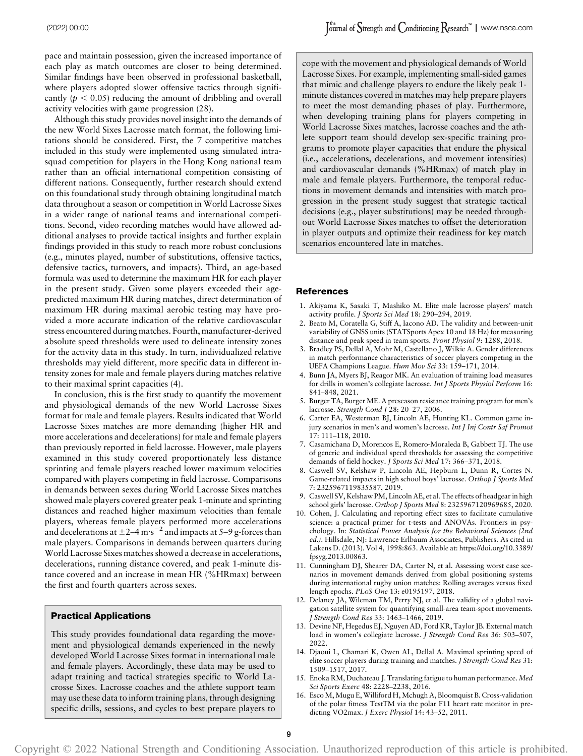pace and maintain possession, given the increased importance of each play as match outcomes are closer to being determined. Similar findings have been observed in professional basketball, where players adopted slower offensive tactics through significantly ($p < 0.05$) reducing the amount of dribbling and overall activity velocities with game progression (28).

Although this study provides novel insight into the demands of the new World Sixes Lacrosse match format, the following limitations should be considered. First, the 7 competitive matches included in this study were implemented using simulated intrasquad competition for players in the Hong Kong national team rather than an official international competition consisting of different nations. Consequently, further research should extend on this foundational study through obtaining longitudinal match data throughout a season or competition in World Lacrosse Sixes in a wider range of national teams and international competitions. Second, video recording matches would have allowed additional analyses to provide tactical insights and further explain findings provided in this study to reach more robust conclusions (e.g., minutes played, number of substitutions, offensive tactics, defensive tactics, turnovers, and impacts). Third, an age-based formula was used to determine the maximum HR for each player in the present study. Given some players exceeded their age-predicted maximum HR during matches, direct determination of maximum HR during maximal aerobic testing may have provided a more accurate indication of the relative cardiovascular stress encountered during matches. Fourth, manufacturer-derived absolute speed thresholds were used to delineate intensity zones for the activity data in this study. In turn, individualized relative thresholds may yield different, more specific data in different intensity zones for male and female players during matches relative to their maximal sprint capacities (4).

In conclusion, this is the first study to quantify the movement and physiological demands of the new World Lacrosse Sixes format for male and female players. Results indicated that World Lacrosse Sixes matches are more demanding (higher HR and more accelerations and decelerations) for male and female players than previously reported in field lacrosse. However, male players examined in this study covered proportionately less distance sprinting and female players reached lower maximum velocities compared with players competing in field lacrosse. Comparisons in demands between sexes during World Lacrosse Sixes matches showed male players covered greater peak 1-minute and sprinting distances and reached higher maximum velocities than female players, whereas female players performed more accelerations and decelerations at $\pm 2$–$4\ \text{m}\cdot\text{s}^{-2}$ and impacts at 5–9 g-forces than male players. Comparisons in demands between quarters during World Lacrosse Sixes matches showed a decrease in accelerations, decelerations, running distance covered, and peak 1-minute distance covered and an increase in mean HR (%HRmax) between the first and fourth quarters across sexes.

## Practical Applications

This study provides foundational data regarding the movement and physiological demands experienced in the newly developed World Lacrosse Sixes format in international male and female players. Accordingly, these data may be used to adapt training and tactical strategies specific to World Lacrosse Sixes. Lacrosse coaches and the athlete support team may use these data to inform training plans, through designing specific drills, sessions, and cycles to best prepare players to cope with the movement and physiological demands of World Lacrosse Sixes. For example, implementing small-sided games that mimic and challenge players to endure the likely peak 1-minute distances covered in matches may help prepare players to meet the most demanding phases of play. Furthermore, when developing training plans for players competing in World Lacrosse Sixes matches, lacrosse coaches and the athlete support team should develop sex-specific training programs to promote player capacities that endure the physical (i.e., accelerations, decelerations, and movement intensities) and cardiovascular demands (%HRmax) of match play in male and female players. Furthermore, the temporal reductions in movement demands and intensities with match progression in the present study suggest that strategic tactical decisions (e.g., player substitutions) may be needed throughout World Lacrosse Sixes matches to offset the deterioration in player outputs and optimize their readiness for key match scenarios encountered late in matches.

## References

1. Akiyama K, Sasaki T, Mashiko M. Elite male lacrosse players' match activity profile. *J Sports Sci Med* 18: 290–294, 2019.
2. Beato M, Coratella G, Stiff A, Iacono AD. The validity and between-unit variability of GNSS units (STATSports Apex 10 and 18 Hz) for measuring distance and peak speed in team sports. *Front Physiol* 9: 1288, 2018.
3. Bradley PS, Dellal A, Mohr M, Castellano J, Wilkie A. Gender differences in match performance characteristics of soccer players competing in the UEFA Champions League. *Hum Mov Sci* 33: 159–171, 2014.
4. Bunn JA, Myers BJ, Reagor MK. An evaluation of training load measures for drills in women's collegiate lacrosse. *Int J Sports Physiol Perform* 16: 841–848, 2021.
5. Burger TA, Burger ME. A preseason resistance training program for men's lacrosse. *Strength Cond J* 28: 20–27, 2006.
6. Carter EA, Westerman BJ, Lincoln AE, Hunting KL. Common game injury scenarios in men's and women's lacrosse. *Int J Inj Contr Saf Promot* 17: 111–118, 2010.
7. Casamichana D, Morencos E, Romero-Moraleda B, Gabbett TJ. The use of generic and individual speed thresholds for assessing the competitive demands of field hockey. *J Sports Sci Med* 17: 366–371, 2018.
8. Caswell SV, Kelshaw P, Lincoln AE, Hepburn L, Dunn R, Cortes N. Game-related impacts in high school boys' lacrosse. *Orthop J Sports Med* 7: 2325967119835587, 2019.
9. Caswell SV, Kelshaw PM, Lincoln AE, et al. The effects of headgear in high school girls' lacrosse. *Orthop J Sports Med* 8: 2325967120969685, 2020.
10. Cohen, J. Calculating and reporting effect sizes to facilitate cumulative science: a practical primer for t-tests and ANOVAs. Frontiers in psychology. In: *Statistical Power Analysis for the Behavioral Sciences (2nd ed.)*. Hillsdale, NJ: Lawrence Erlbaum Associates, Publishers. As cited in Lakens D. (2013). Vol 4, 1998:863. Available at: https://doi.org/10.3389/fpsyg.2013.00863.
11. Cunningham DJ, Shearer DA, Carter N, et al. Assessing worst case scenarios in movement demands derived from global positioning systems during international rugby union matches: Rolling averages versus fixed length epochs. *PLoS One* 13: e0195197, 2018.
12. Delaney JA, Wileman TM, Perry NJ, et al. The validity of a global navigation satellite system for quantifying small-area team-sport movements. *J Strength Cond Res* 33: 1463–1466, 2019.
13. Devine NF, Hegedus EJ, Nguyen AD, Ford KR, Taylor JB. External match load in women's collegiate lacrosse. *J Strength Cond Res* 36: 503–507, 2022.
14. Djaoui L, Chamari K, Owen AL, Dellal A. Maximal sprinting speed of elite soccer players during training and matches. *J Strength Cond Res* 31: 1509–1517, 2017.
15. Enoka RM, Duchateau J. Translating fatigue to human performance. *Med Sci Sports Exerc* 48: 2228–2238, 2016.
16. Esco M, Mugu E, Williford H, Mchugh A, Bloomquist B. Cross-validation of the polar fitness TestTM via the polar F11 heart rate monitor in predicting VO2max. *J Exerc Physiol* 14: 43–52, 2011.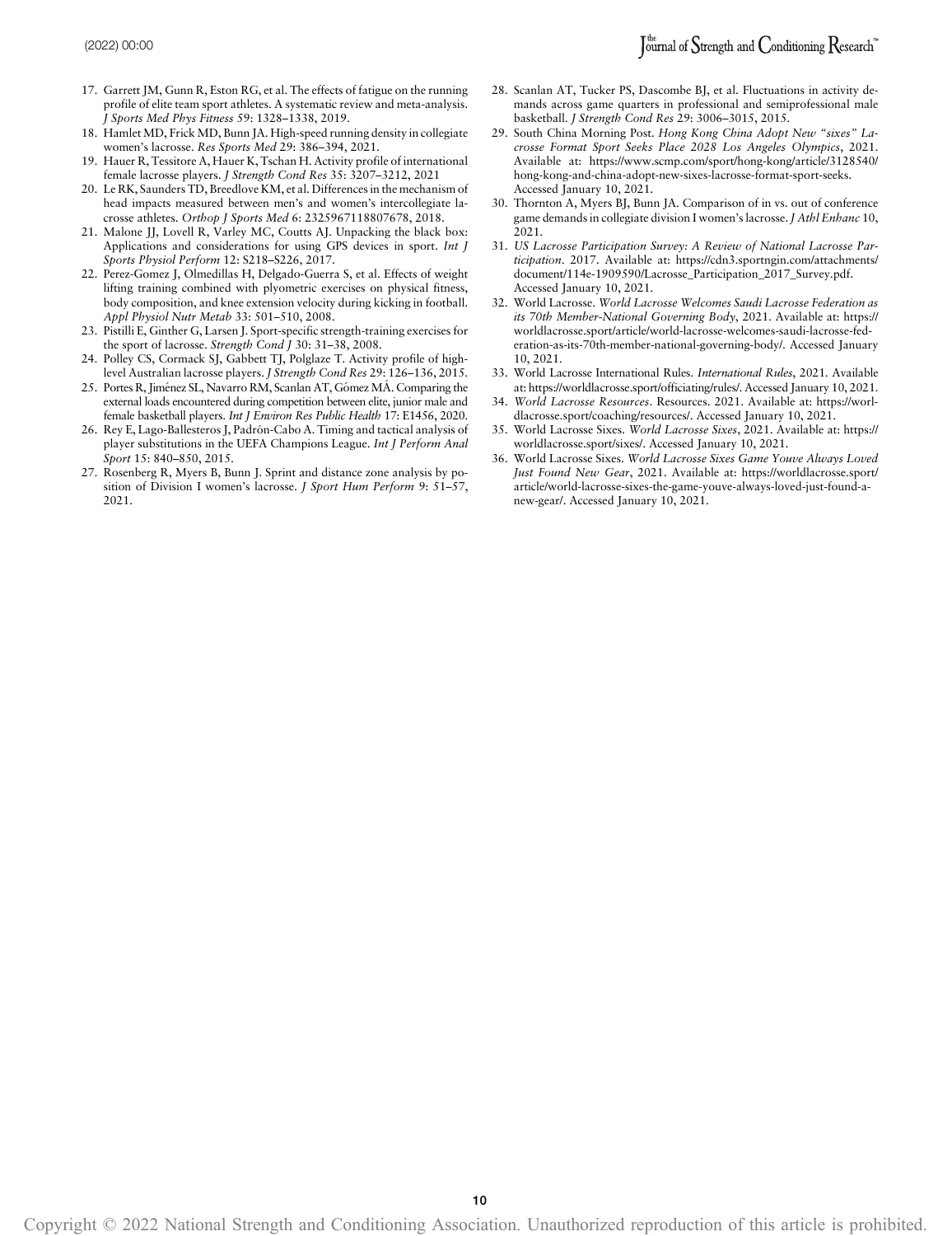17. Garrett JM, Gunn R, Eston RG, et al. The effects of fatigue on the running profile of elite team sport athletes. A systematic review and meta-analysis. *J Sports Med Phys Fitness* 59: 1328–1338, 2019.
18. Hamlet MD, Frick MD, Bunn JA. High-speed running density in collegiate women's lacrosse. *Res Sports Med* 29: 386–394, 2021.
19. Hauer R, Tessitore A, Hauer K, Tschan H. Activity profile of international female lacrosse players. *J Strength Cond Res* 35: 3207–3212, 2021
20. Le RK, Saunders TD, Breedlove KM, et al. Differences in the mechanism of head impacts measured between men's and women's intercollegiate lacrosse athletes. *Orthop J Sports Med* 6: 2325967118807678, 2018.
21. Malone JJ, Lovell R, Varley MC, Coutts AJ. Unpacking the black box: Applications and considerations for using GPS devices in sport. *Int J Sports Physiol Perform* 12: S218–S226, 2017.
22. Perez-Gomez J, Olmedillas H, Delgado-Guerra S, et al. Effects of weight lifting training combined with plyometric exercises on physical fitness, body composition, and knee extension velocity during kicking in football. *Appl Physiol Nutr Metab* 33: 501–510, 2008.
23. Pistilli E, Ginther G, Larsen J. Sport-specific strength-training exercises for the sport of lacrosse. *Strength Cond J* 30: 31–38, 2008.
24. Polley CS, Cormack SJ, Gabbett TJ, Polglaze T. Activity profile of high-level Australian lacrosse players. *J Strength Cond Res* 29: 126–136, 2015.
25. Portes R, Jiménez SL, Navarro RM, Scanlan AT, Gómez MÁ. Comparing the external loads encountered during competition between elite, junior male and female basketball players. *Int J Environ Res Public Health* 17: E1456, 2020.
26. Rey E, Lago-Ballesteros J, Padrón-Cabo A. Timing and tactical analysis of player substitutions in the UEFA Champions League. *Int J Perform Anal Sport* 15: 840–850, 2015.
27. Rosenberg R, Myers B, Bunn J. Sprint and distance zone analysis by position of Division I women's lacrosse. *J Sport Hum Perform* 9: 51–57, 2021.
28. Scanlan AT, Tucker PS, Dascombe BJ, et al. Fluctuations in activity demands across game quarters in professional and semiprofessional male basketball. *J Strength Cond Res* 29: 3006–3015, 2015.
29. South China Morning Post. *Hong Kong China Adopt New "sixes" Lacrosse Format Sport Seeks Place 2028 Los Angeles Olympics*, 2021. Available at: https://www.scmp.com/sport/hong-kong/article/3128540/hong-kong-and-china-adopt-new-sixes-lacrosse-format-sport-seeks. Accessed January 10, 2021.
30. Thornton A, Myers BJ, Bunn JA. Comparison of in vs. out of conference game demands in collegiate division I women's lacrosse. *J Athl Enhanc* 10, 2021.
31. *US Lacrosse Participation Survey: A Review of National Lacrosse Participation*. 2017. Available at: https://cdn3.sportngin.com/attachments/document/114e-1909590/Lacrosse_Participation_2017_Survey.pdf. Accessed January 10, 2021.
32. World Lacrosse. *World Lacrosse Welcomes Saudi Lacrosse Federation as its 70th Member-National Governing Body*, 2021. Available at: https://worldlacrosse.sport/article/world-lacrosse-welcomes-saudi-lacrosse-federation-as-its-70th-member-national-governing-body/. Accessed January 10, 2021.
33. World Lacrosse International Rules. *International Rules*, 2021. Available at: https://worldlacrosse.sport/officiating/rules/. Accessed January 10, 2021.
34. *World Lacrosse Resources*. Resources. 2021. Available at: https://worldlacrosse.sport/coaching/resources/. Accessed January 10, 2021.
35. World Lacrosse Sixes. *World Lacrosse Sixes*, 2021. Available at: https://worldlacrosse.sport/sixes/. Accessed January 10, 2021.
36. World Lacrosse Sixes. *World Lacrosse Sixes Game Youve Always Loved Just Found New Gear*, 2021. Available at: https://worldlacrosse.sport/article/world-lacrosse-sixes-the-game-youve-always-loved-just-found-a-new-gear/. Accessed January 10, 2021.